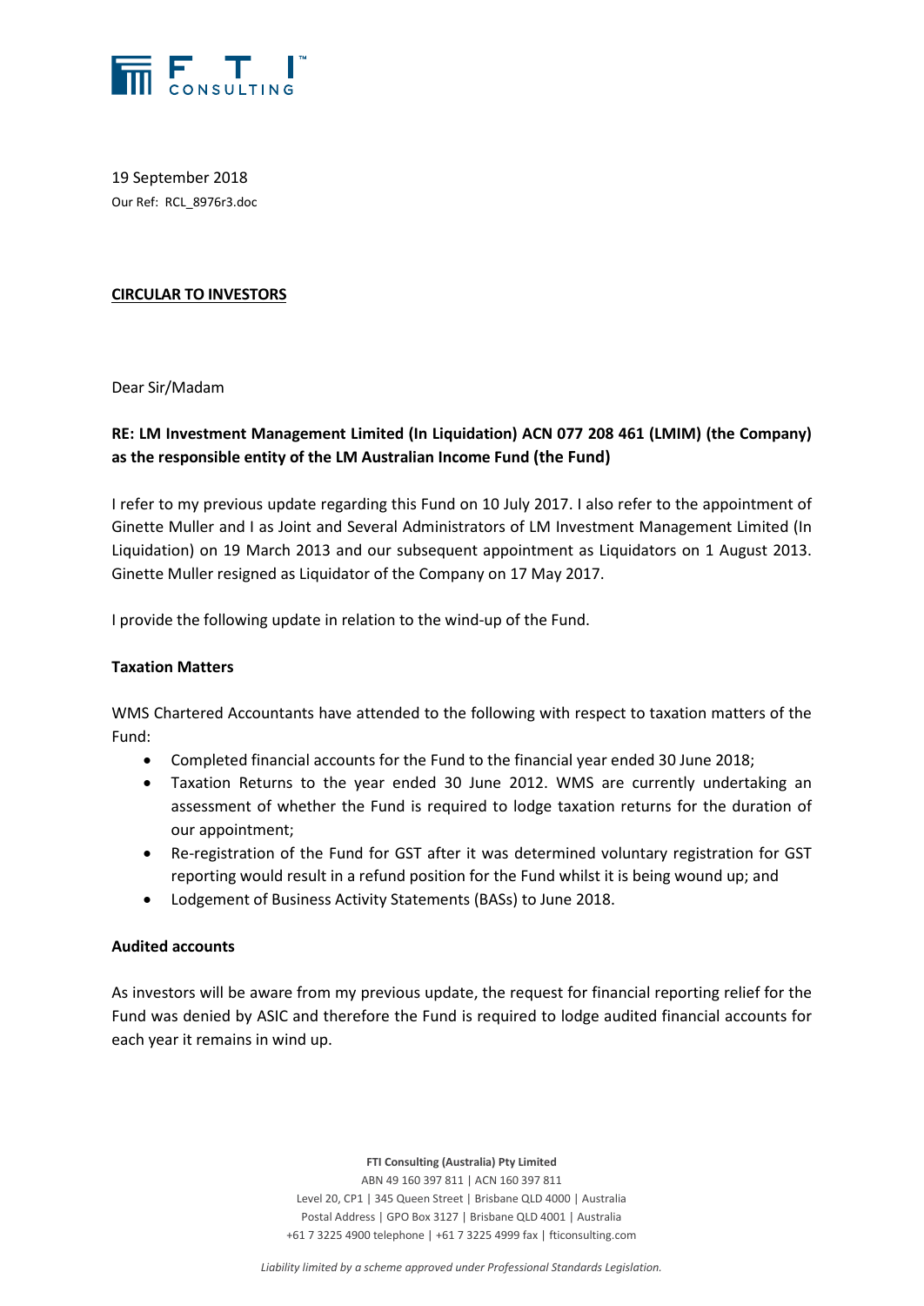19 September 2018
Our Ref: RCL_8976r3.doc

**CIRCULAR TO INVESTORS**

Dear Sir/Madam

**RE: LM Investment Management Limited (In Liquidation) ACN 077 208 461 (LMIM) (the Company) as the responsible entity of the LM Australian Income Fund (the Fund)**

I refer to my previous update regarding this Fund on 10 July 2017. I also refer to the appointment of Ginette Muller and I as Joint and Several Administrators of LM Investment Management Limited (In Liquidation) on 19 March 2013 and our subsequent appointment as Liquidators on 1 August 2013. Ginette Muller resigned as Liquidator of the Company on 17 May 2017.

I provide the following update in relation to the wind-up of the Fund.

**Taxation Matters**

WMS Chartered Accountants have attended to the following with respect to taxation matters of the Fund:

- Completed financial accounts for the Fund to the financial year ended 30 June 2018;
- Taxation Returns to the year ended 30 June 2012. WMS are currently undertaking an assessment of whether the Fund is required to lodge taxation returns for the duration of our appointment;
- Re-registration of the Fund for GST after it was determined voluntary registration for GST reporting would result in a refund position for the Fund whilst it is being wound up; and
- Lodgement of Business Activity Statements (BASs) to June 2018.

**Audited accounts**

As investors will be aware from my previous update, the request for financial reporting relief for the Fund was denied by ASIC and therefore the Fund is required to lodge audited financial accounts for each year it remains in wind up.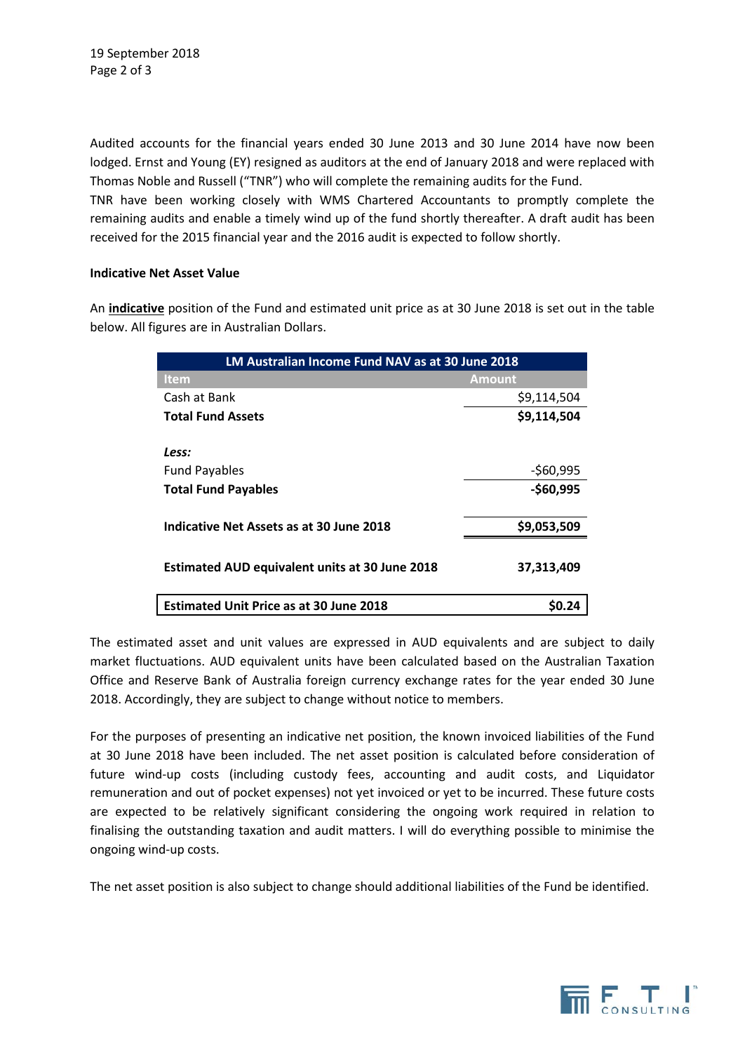Audited accounts for the financial years ended 30 June 2013 and 30 June 2014 have now been lodged. Ernst and Young (EY) resigned as auditors at the end of January 2018 and were replaced with Thomas Noble and Russell ("TNR") who will complete the remaining audits for the Fund.

TNR have been working closely with WMS Chartered Accountants to promptly complete the remaining audits and enable a timely wind up of the fund shortly thereafter. A draft audit has been received for the 2015 financial year and the 2016 audit is expected to follow shortly.

**Indicative Net Asset Value**

An **indicative** position of the Fund and estimated unit price as at 30 June 2018 is set out in the table below. All figures are in Australian Dollars.

| LM Australian Income Fund NAV as at 30 June 2018 | |
|---|---|
| **Item** | **Amount** |
| Cash at Bank | $9,114,504 |
| **Total Fund Assets** | **$9,114,504** |
| ***Less:*** | |
| Fund Payables | -$60,995 |
| **Total Fund Payables** | **-$60,995** |
| **Indicative Net Assets as at 30 June 2018** | **$9,053,509** |
| **Estimated AUD equivalent units at 30 June 2018** | **37,313,409** |
| **Estimated Unit Price as at 30 June 2018** | **$0.24** |

The estimated asset and unit values are expressed in AUD equivalents and are subject to daily market fluctuations. AUD equivalent units have been calculated based on the Australian Taxation Office and Reserve Bank of Australia foreign currency exchange rates for the year ended 30 June 2018. Accordingly, they are subject to change without notice to members.

For the purposes of presenting an indicative net position, the known invoiced liabilities of the Fund at 30 June 2018 have been included. The net asset position is calculated before consideration of future wind-up costs (including custody fees, accounting and audit costs, and Liquidator remuneration and out of pocket expenses) not yet invoiced or yet to be incurred. These future costs are expected to be relatively significant considering the ongoing work required in relation to finalising the outstanding taxation and audit matters. I will do everything possible to minimise the ongoing wind-up costs.

The net asset position is also subject to change should additional liabilities of the Fund be identified.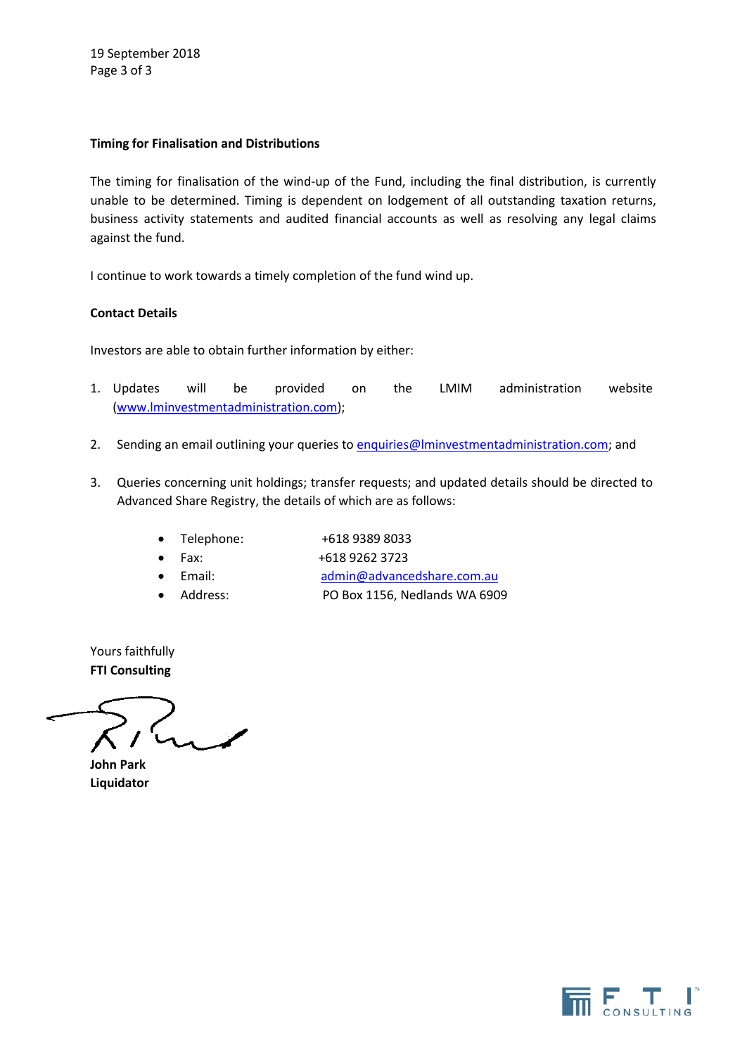**Timing for Finalisation and Distributions**

The timing for finalisation of the wind-up of the Fund, including the final distribution, is currently unable to be determined. Timing is dependent on lodgement of all outstanding taxation returns, business activity statements and audited financial accounts as well as resolving any legal claims against the fund.

I continue to work towards a timely completion of the fund wind up.

**Contact Details**

Investors are able to obtain further information by either:

1. Updates will be provided on the LMIM administration website (www.lminvestmentadministration.com);

2. Sending an email outlining your queries to enquiries@lminvestmentadministration.com; and

3. Queries concerning unit holdings; transfer requests; and updated details should be directed to Advanced Share Registry, the details of which are as follows:

   - Telephone: +618 9389 8033
   - Fax: +618 9262 3723
   - Email: admin@advancedshare.com.au
   - Address: PO Box 1156, Nedlands WA 6909

Yours faithfully
**FTI Consulting**

**John Park**
**Liquidator**